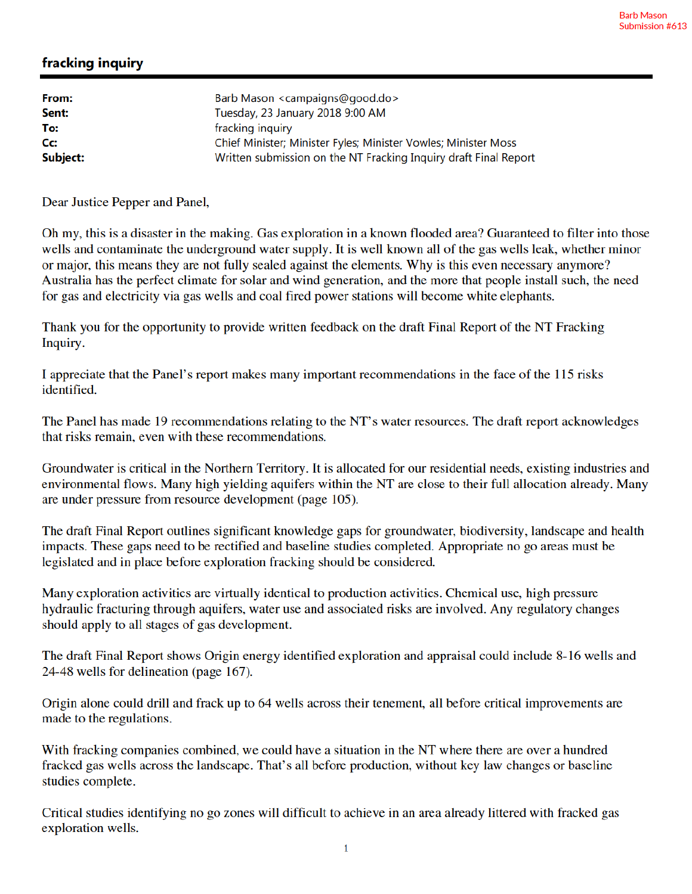Barb Mason
Submission #613

# fracking inquiry

| | |
|---|---|
| **From:** | Barb Mason <campaigns@good.do> |
| **Sent:** | Tuesday, 23 January 2018 9:00 AM |
| **To:** | fracking inquiry |
| **Cc:** | Chief Minister; Minister Fyles; Minister Vowles; Minister Moss |
| **Subject:** | Written submission on the NT Fracking Inquiry draft Final Report |

Dear Justice Pepper and Panel,

Oh my, this is a disaster in the making. Gas exploration in a known flooded area? Guaranteed to filter into those wells and contaminate the underground water supply. It is well known all of the gas wells leak, whether minor or major, this means they are not fully sealed against the elements. Why is this even necessary anymore? Australia has the perfect climate for solar and wind generation, and the more that people install such, the need for gas and electricity via gas wells and coal fired power stations will become white elephants.

Thank you for the opportunity to provide written feedback on the draft Final Report of the NT Fracking Inquiry.

I appreciate that the Panel's report makes many important recommendations in the face of the 115 risks identified.

The Panel has made 19 recommendations relating to the NT's water resources. The draft report acknowledges that risks remain, even with these recommendations.

Groundwater is critical in the Northern Territory. It is allocated for our residential needs, existing industries and environmental flows. Many high yielding aquifers within the NT are close to their full allocation already. Many are under pressure from resource development (page 105).

The draft Final Report outlines significant knowledge gaps for groundwater, biodiversity, landscape and health impacts. These gaps need to be rectified and baseline studies completed. Appropriate no go areas must be legislated and in place before exploration fracking should be considered.

Many exploration activities are virtually identical to production activities. Chemical use, high pressure hydraulic fracturing through aquifers, water use and associated risks are involved. Any regulatory changes should apply to all stages of gas development.

The draft Final Report shows Origin energy identified exploration and appraisal could include 8-16 wells and 24-48 wells for delineation (page 167).

Origin alone could drill and frack up to 64 wells across their tenement, all before critical improvements are made to the regulations.

With fracking companies combined, we could have a situation in the NT where there are over a hundred fracked gas wells across the landscape. That's all before production, without key law changes or baseline studies complete.

Critical studies identifying no go zones will difficult to achieve in an area already littered with fracked gas exploration wells.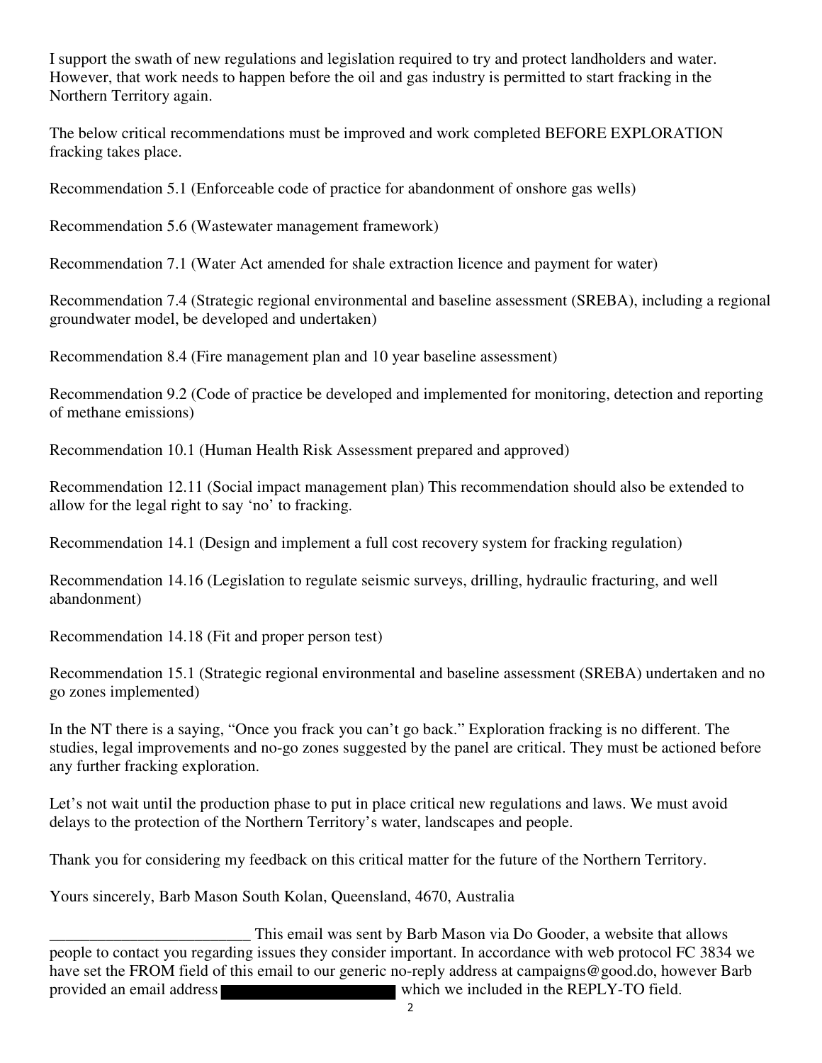I support the swath of new regulations and legislation required to try and protect landholders and water. However, that work needs to happen before the oil and gas industry is permitted to start fracking in the Northern Territory again.

The below critical recommendations must be improved and work completed BEFORE EXPLORATION fracking takes place.

Recommendation 5.1 (Enforceable code of practice for abandonment of onshore gas wells)

Recommendation 5.6 (Wastewater management framework)

Recommendation 7.1 (Water Act amended for shale extraction licence and payment for water)

Recommendation 7.4 (Strategic regional environmental and baseline assessment (SREBA), including a regional groundwater model, be developed and undertaken)

Recommendation 8.4 (Fire management plan and 10 year baseline assessment)

Recommendation 9.2 (Code of practice be developed and implemented for monitoring, detection and reporting of methane emissions)

Recommendation 10.1 (Human Health Risk Assessment prepared and approved)

Recommendation 12.11 (Social impact management plan) This recommendation should also be extended to allow for the legal right to say 'no' to fracking.

Recommendation 14.1 (Design and implement a full cost recovery system for fracking regulation)

Recommendation 14.16 (Legislation to regulate seismic surveys, drilling, hydraulic fracturing, and well abandonment)

Recommendation 14.18 (Fit and proper person test)

Recommendation 15.1 (Strategic regional environmental and baseline assessment (SREBA) undertaken and no go zones implemented)

In the NT there is a saying, "Once you frack you can't go back." Exploration fracking is no different. The studies, legal improvements and no-go zones suggested by the panel are critical. They must be actioned before any further fracking exploration.

Let's not wait until the production phase to put in place critical new regulations and laws. We must avoid delays to the protection of the Northern Territory's water, landscapes and people.

Thank you for considering my feedback on this critical matter for the future of the Northern Territory.

Yours sincerely, Barb Mason South Kolan, Queensland, 4670, Australia

_________________________ This email was sent by Barb Mason via Do Gooder, a website that allows people to contact you regarding issues they consider important. In accordance with web protocol FC 3834 we have set the FROM field of this email to our generic no-reply address at campaigns@good.do, however Barb provided an email address [REDACTED] which we included in the REPLY-TO field.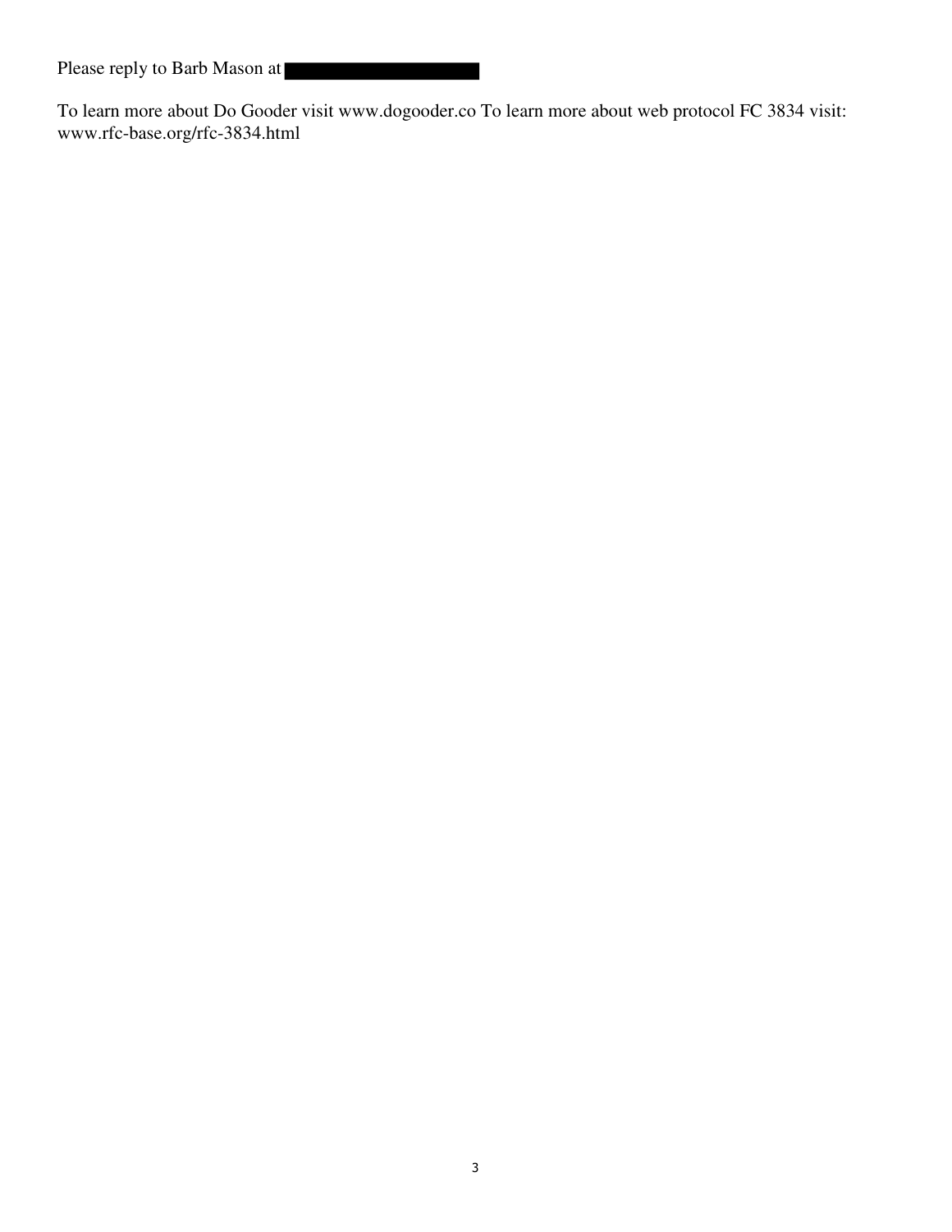Please reply to Barb Mason at

To learn more about Do Gooder visit www.dogooder.co To learn more about web protocol FC 3834 visit: www.rfc-base.org/rfc-3834.html